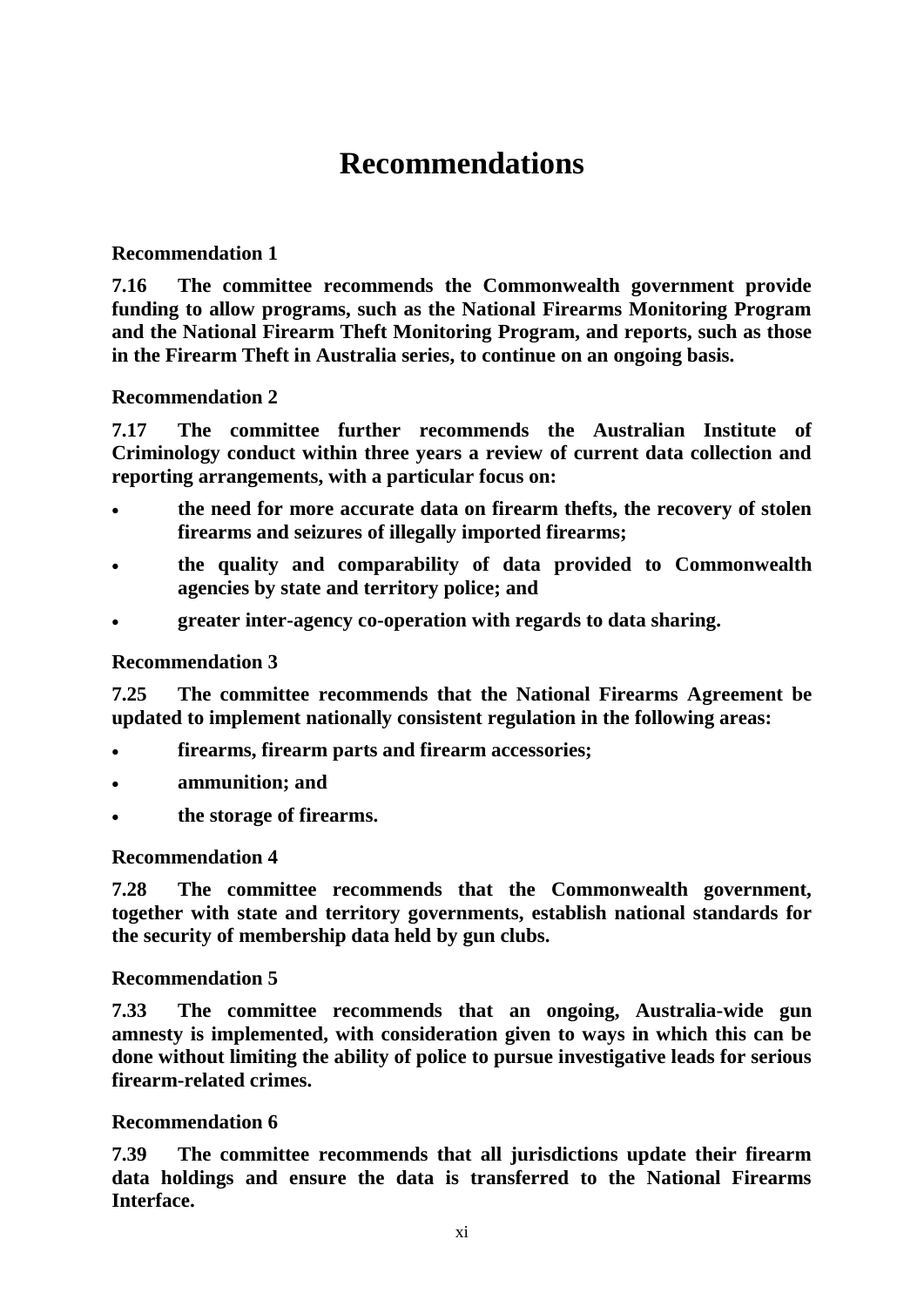# Recommendations

### Recommendation 1

**7.16 The committee recommends the Commonwealth government provide funding to allow programs, such as the National Firearms Monitoring Program and the National Firearm Theft Monitoring Program, and reports, such as those in the Firearm Theft in Australia series, to continue on an ongoing basis.**

### Recommendation 2

**7.17 The committee further recommends the Australian Institute of Criminology conduct within three years a review of current data collection and reporting arrangements, with a particular focus on:**

- **the need for more accurate data on firearm thefts, the recovery of stolen firearms and seizures of illegally imported firearms;**
- **the quality and comparability of data provided to Commonwealth agencies by state and territory police; and**
- **greater inter-agency co-operation with regards to data sharing.**

### Recommendation 3

**7.25 The committee recommends that the National Firearms Agreement be updated to implement nationally consistent regulation in the following areas:**

- **firearms, firearm parts and firearm accessories;**
- **ammunition; and**
- **the storage of firearms.**

### Recommendation 4

**7.28 The committee recommends that the Commonwealth government, together with state and territory governments, establish national standards for the security of membership data held by gun clubs.**

### Recommendation 5

**7.33 The committee recommends that an ongoing, Australia-wide gun amnesty is implemented, with consideration given to ways in which this can be done without limiting the ability of police to pursue investigative leads for serious firearm-related crimes.**

### Recommendation 6

**7.39 The committee recommends that all jurisdictions update their firearm data holdings and ensure the data is transferred to the National Firearms Interface.**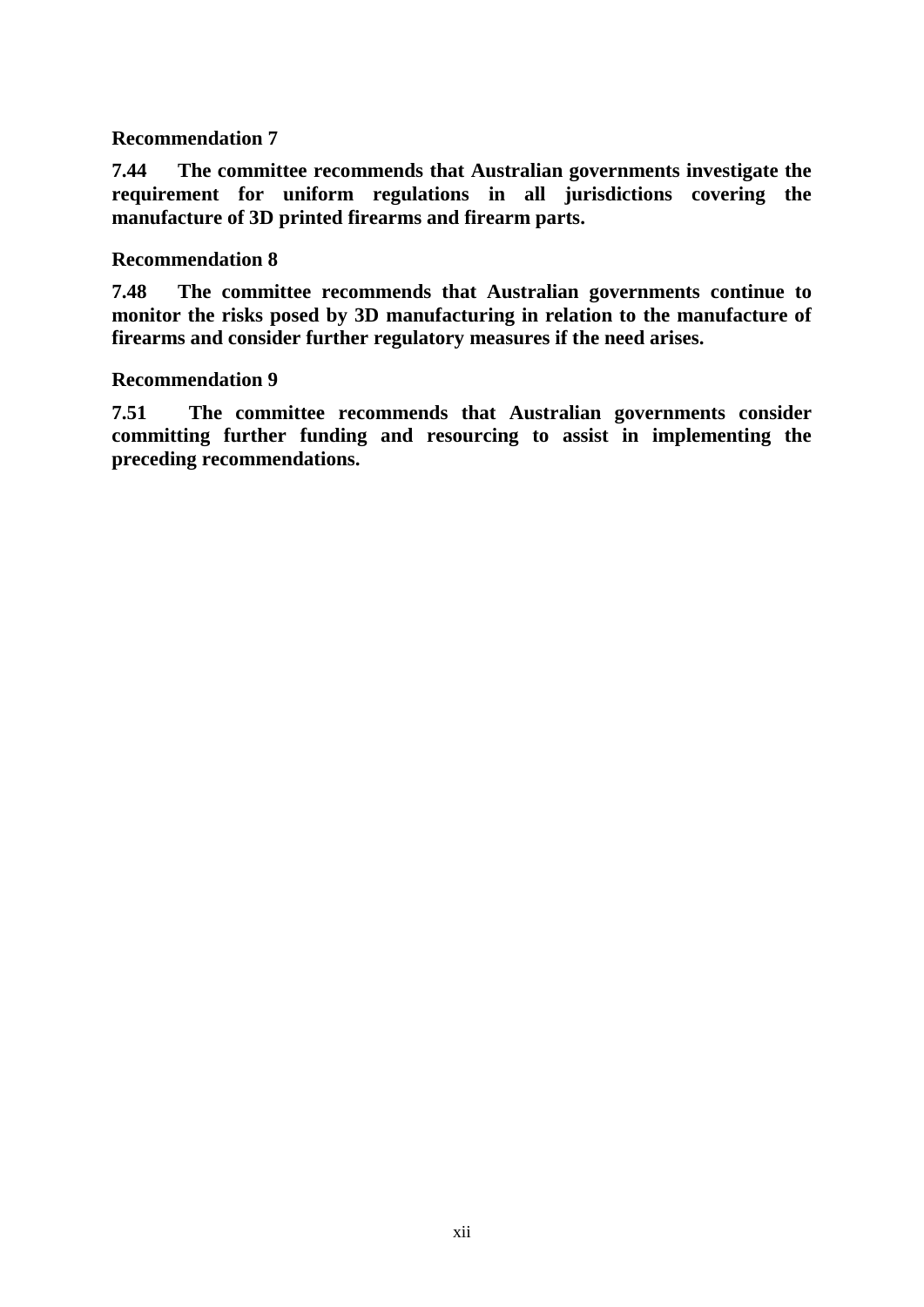**Recommendation 7**

**7.44 The committee recommends that Australian governments investigate the requirement for uniform regulations in all jurisdictions covering the manufacture of 3D printed firearms and firearm parts.**

**Recommendation 8**

**7.48 The committee recommends that Australian governments continue to monitor the risks posed by 3D manufacturing in relation to the manufacture of firearms and consider further regulatory measures if the need arises.**

**Recommendation 9**

**7.51 The committee recommends that Australian governments consider committing further funding and resourcing to assist in implementing the preceding recommendations.**